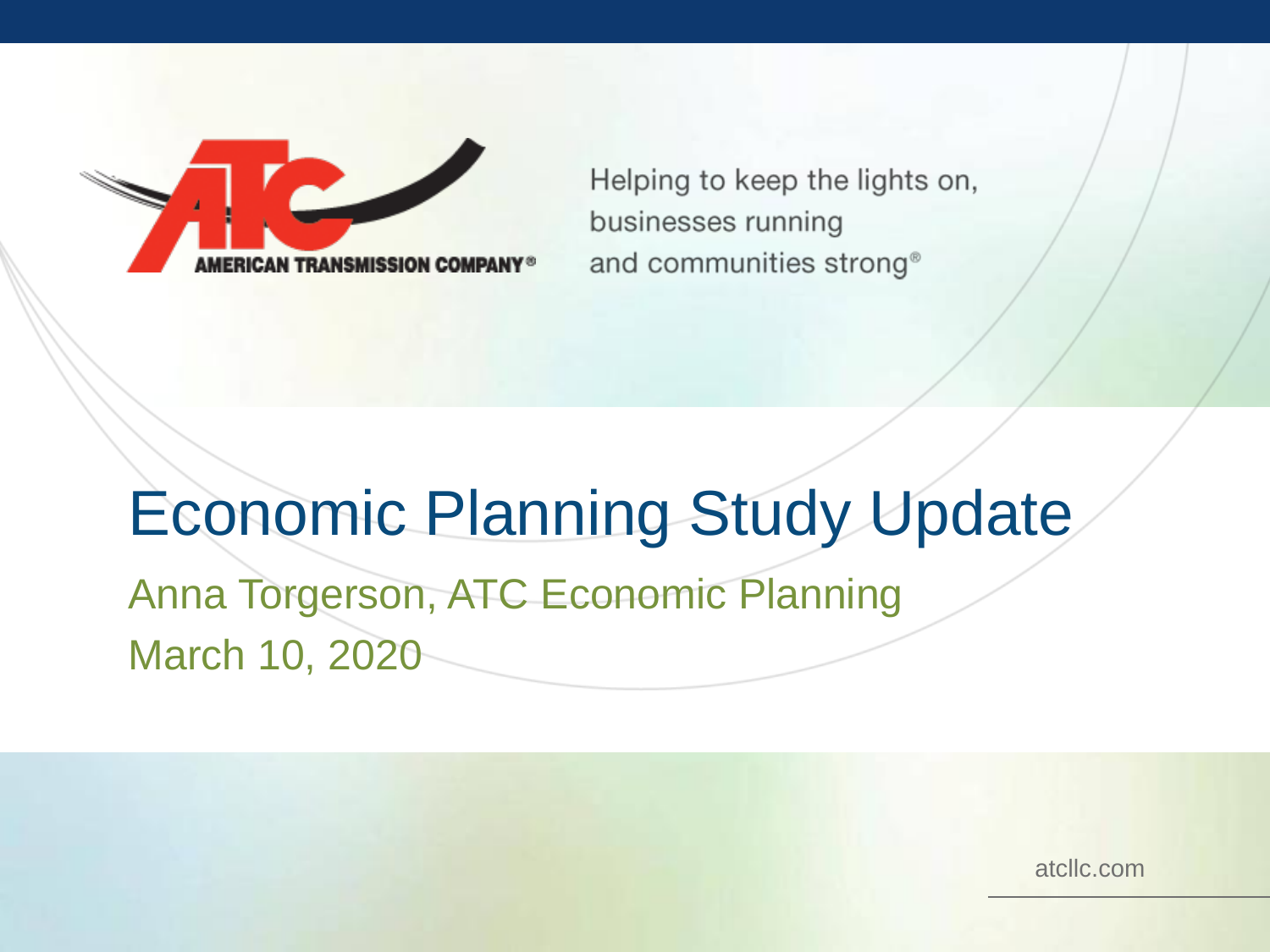AMERICAN TRANSMISSION COMPANY®

Helping to keep the lights on,
businesses running
and communities strong®

# Economic Planning Study Update

Anna Torgerson, ATC Economic Planning

March 10, 2020

atcllc.com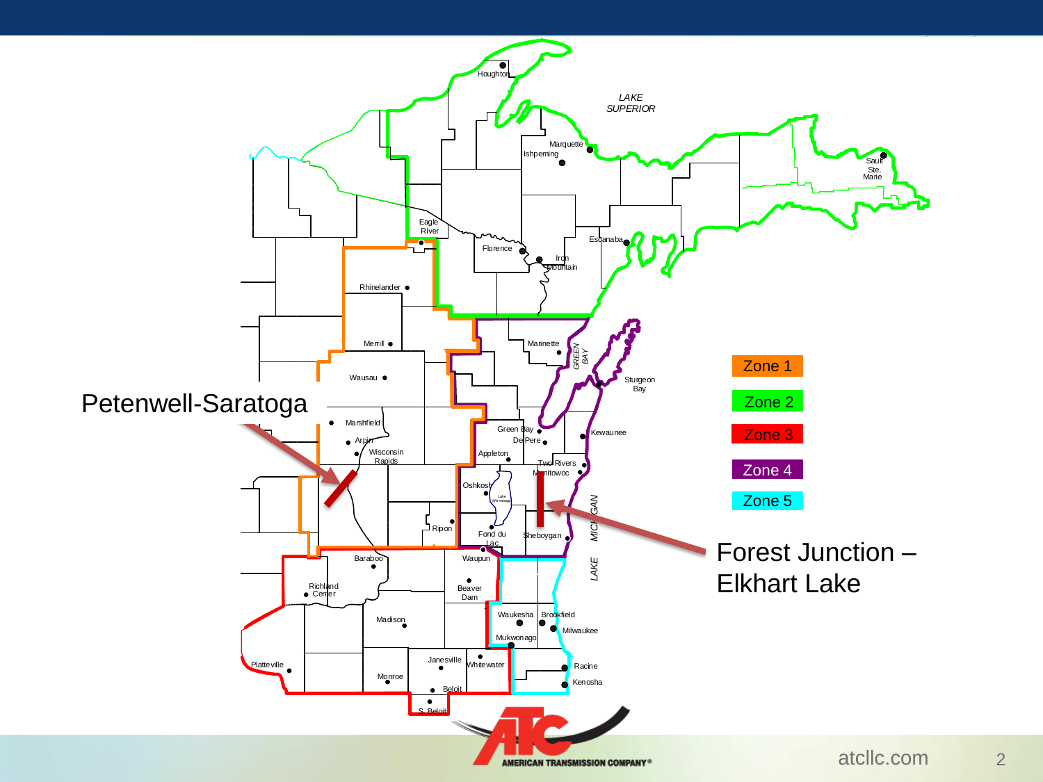Petenwell-Saratoga

Forest Junction – Elkhart Lake

| Zone 1 |
| --- |
| Zone 2 |
| Zone 3 |
| Zone 4 |
| Zone 5 |

LAKE SUPERIOR

GREEN BAY

LAKE MICHIGAN

Houghton, Marquette, Ishpeming, Sault Ste. Marie, Eagle River, Florence, Iron Mountain, Escanaba, Rhinelander, Merrill, Marinette, Sturgeon Bay, Wausau, Marshfield, Arpin, Wisconsin Rapids, Green Bay, De Pere, Kewaunee, Appleton, Two Rivers, Manitowoc, Oshkosh, Lake Winnebago, Ripon, Fond du Lac, Sheboygan, Baraboo, Waupun, Richland Center, Beaver Dam, Waukesha, Brookfield, Milwaukee, Madison, Mukwonago, Platteville, Janesville, Whitewater, Racine, Monroe, Kenosha, Beloit, S. Beloit

AMERICAN TRANSMISSION COMPANY®

atcllc.com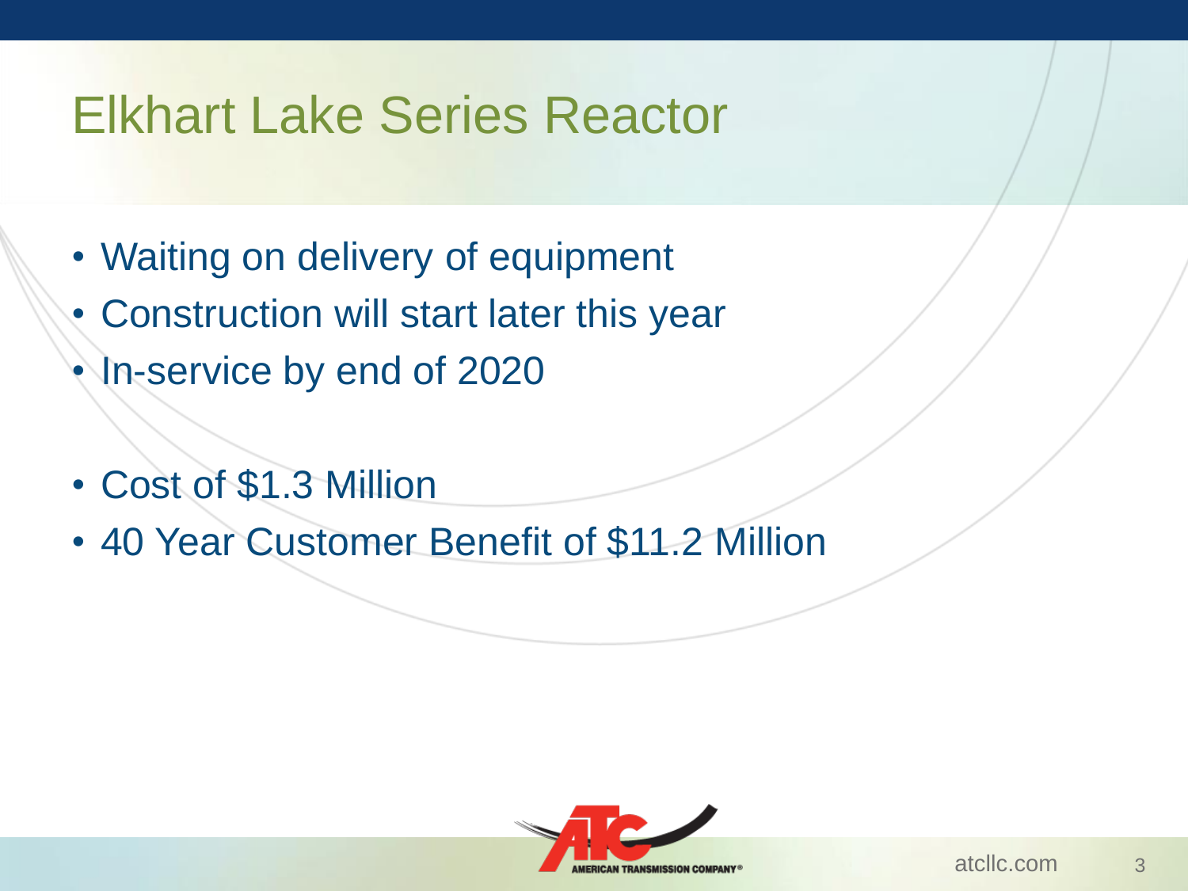# Elkhart Lake Series Reactor

- Waiting on delivery of equipment
- Construction will start later this year
- In-service by end of 2020

- Cost of $1.3 Million
- 40 Year Customer Benefit of $11.2 Million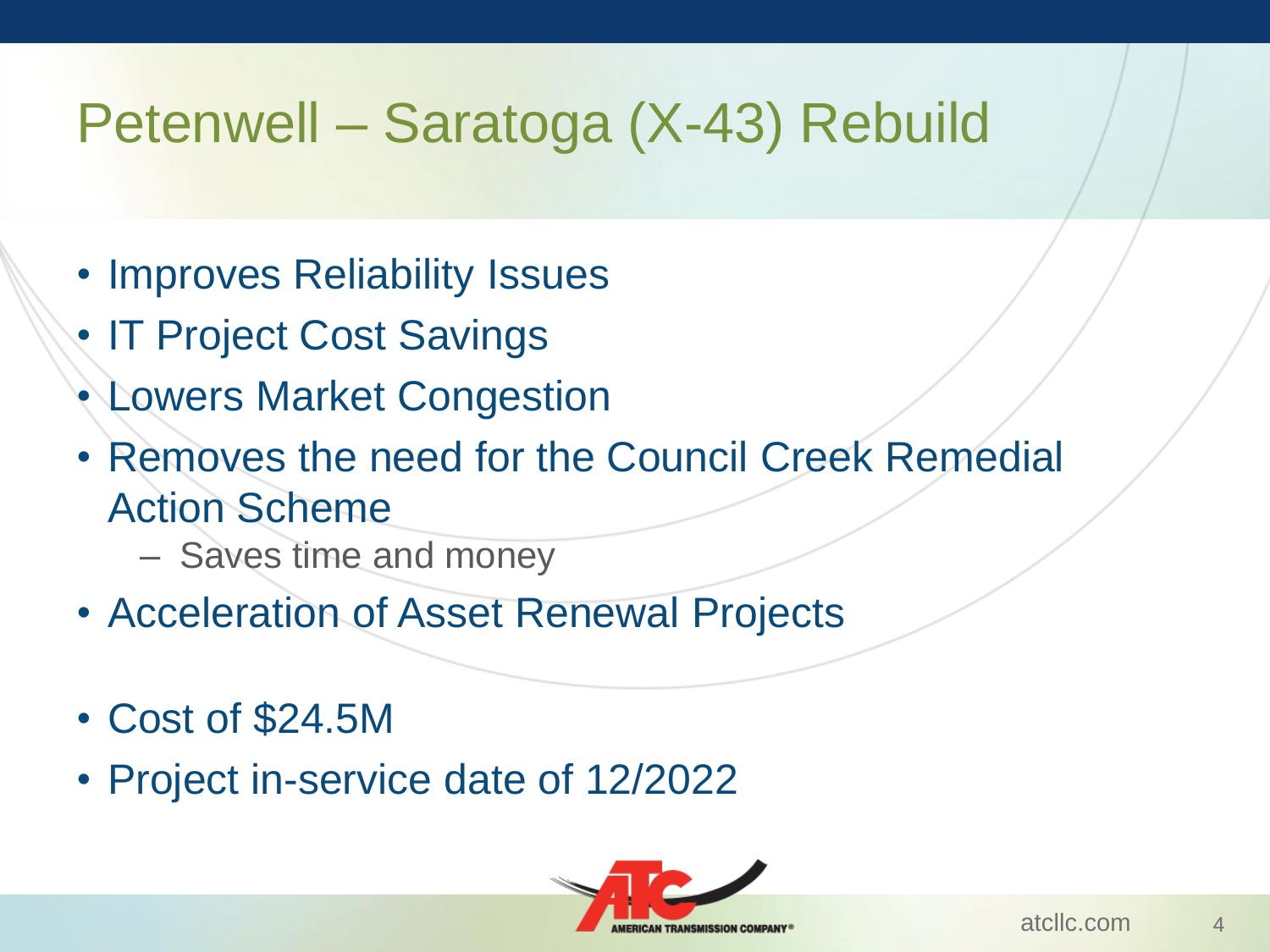# Petenwell – Saratoga (X-43) Rebuild

- Improves Reliability Issues
- IT Project Cost Savings
- Lowers Market Congestion
- Removes the need for the Council Creek Remedial Action Scheme
  - Saves time and money
- Acceleration of Asset Renewal Projects

- Cost of $24.5M
- Project in-service date of 12/2022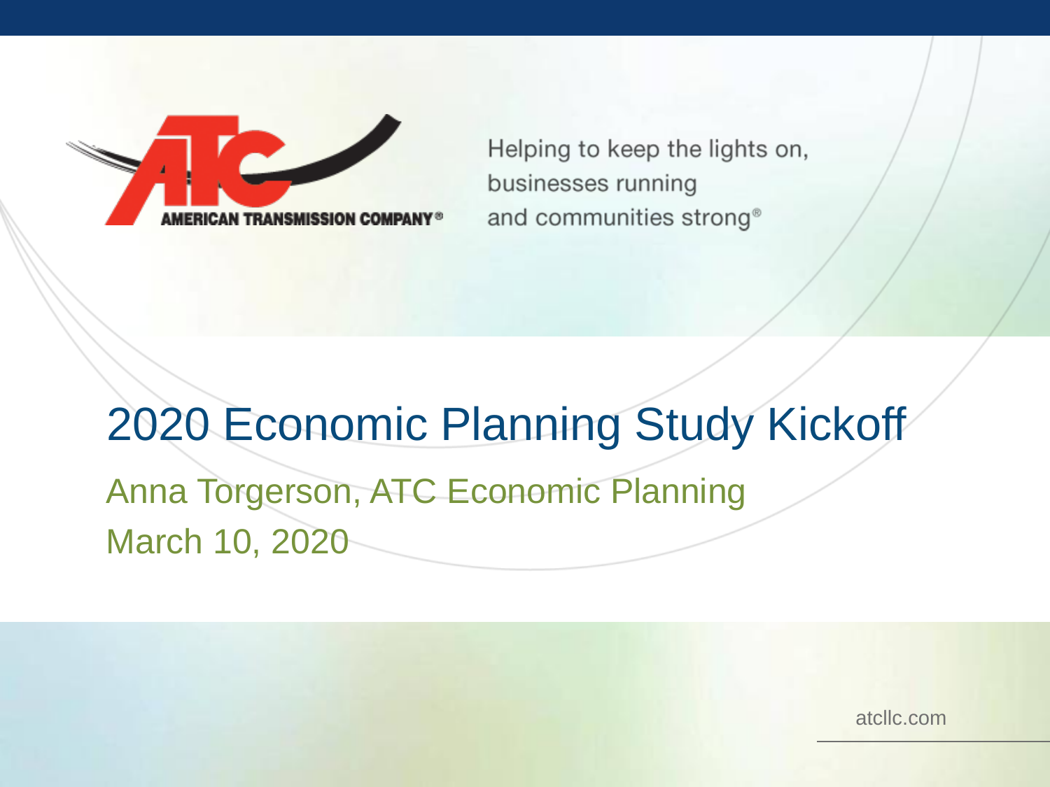AMERICAN TRANSMISSION COMPANY®

Helping to keep the lights on,
businesses running
and communities strong®

# 2020 Economic Planning Study Kickoff

Anna Torgerson, ATC Economic Planning

March 10, 2020

atcllc.com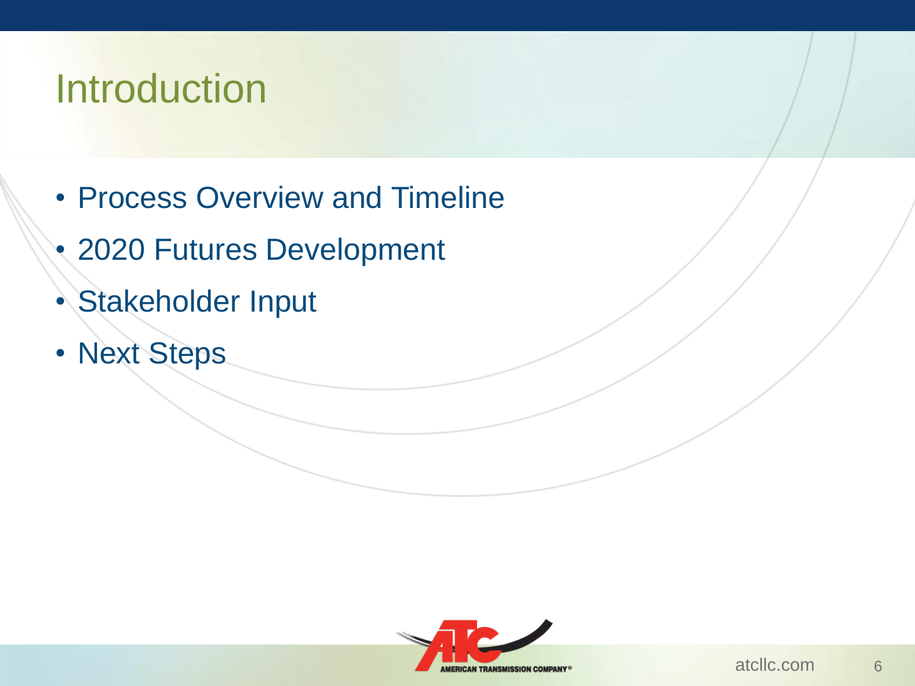# Introduction

- Process Overview and Timeline
- 2020 Futures Development
- Stakeholder Input
- Next Steps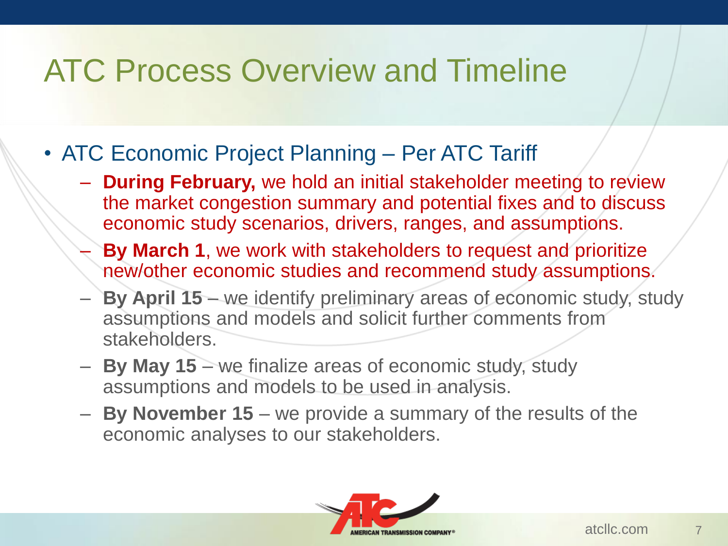# ATC Process Overview and Timeline

- ATC Economic Project Planning – Per ATC Tariff
  - **During February,** we hold an initial stakeholder meeting to review the market congestion summary and potential fixes and to discuss economic study scenarios, drivers, ranges, and assumptions.
  - **By March 1**, we work with stakeholders to request and prioritize new/other economic studies and recommend study assumptions.
  - **By April 15** – we identify preliminary areas of economic study, study assumptions and models and solicit further comments from stakeholders.
  - **By May 15** – we finalize areas of economic study, study assumptions and models to be used in analysis.
  - **By November 15** – we provide a summary of the results of the economic analyses to our stakeholders.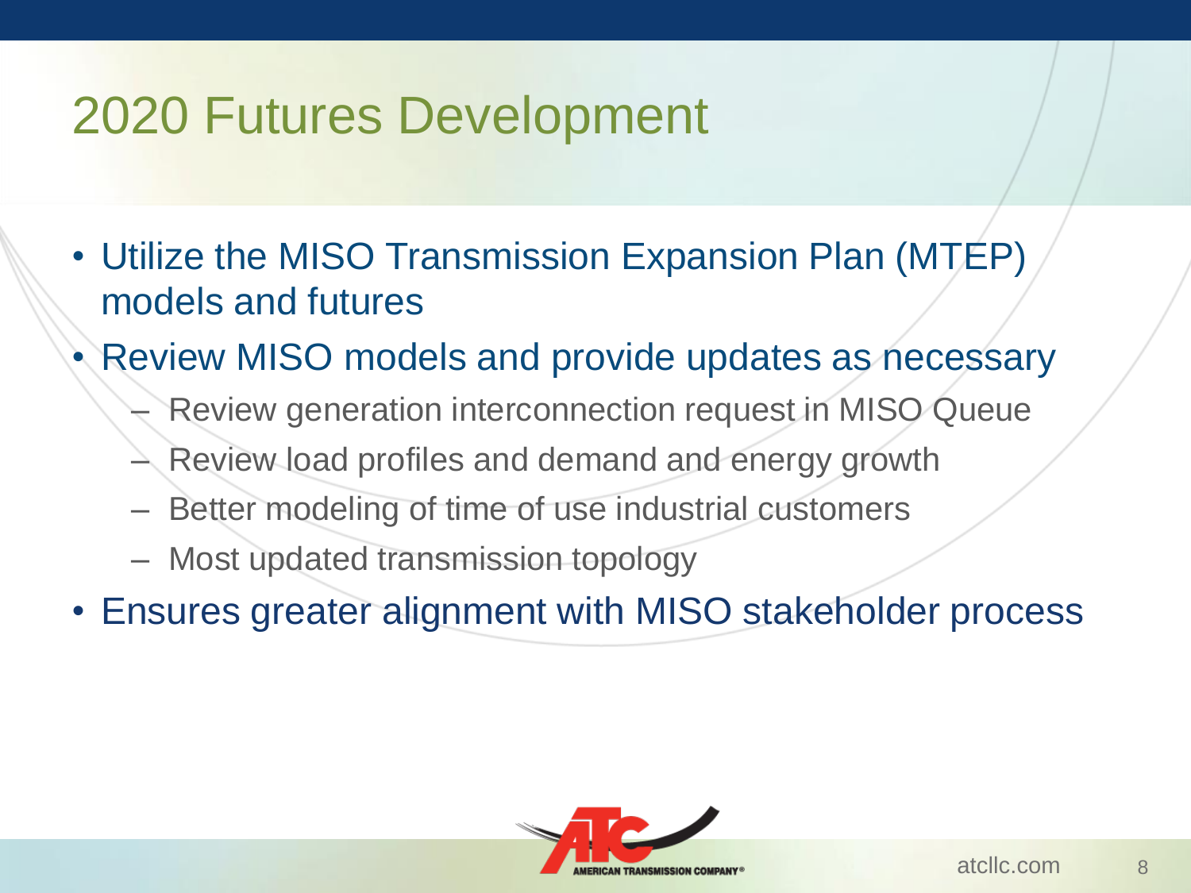# 2020 Futures Development

- Utilize the MISO Transmission Expansion Plan (MTEP) models and futures
- Review MISO models and provide updates as necessary
  - Review generation interconnection request in MISO Queue
  - Review load profiles and demand and energy growth
  - Better modeling of time of use industrial customers
  - Most updated transmission topology
- Ensures greater alignment with MISO stakeholder process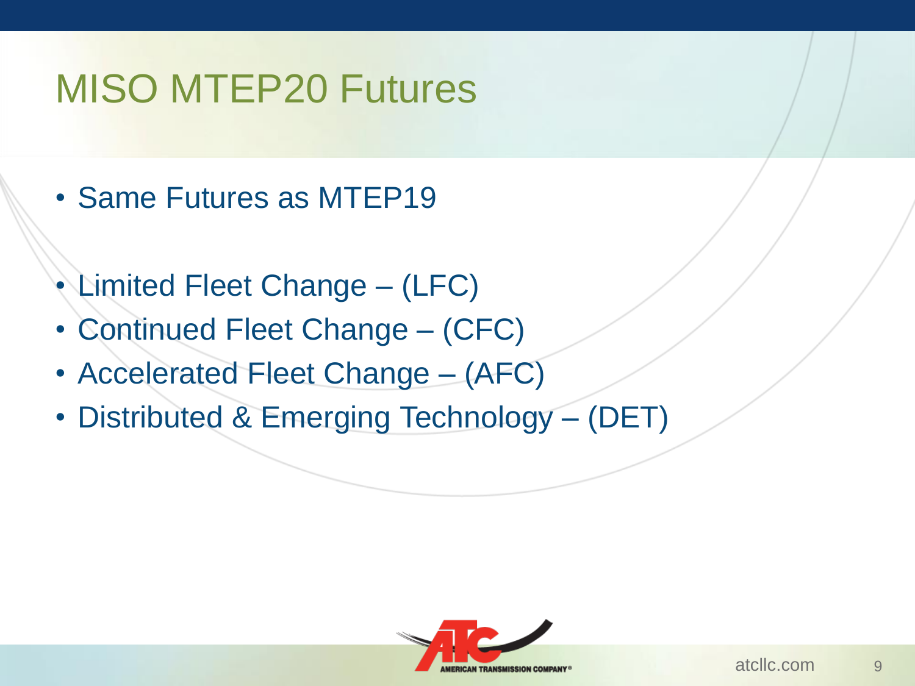# MISO MTEP20 Futures

- Same Futures as MTEP19

- Limited Fleet Change – (LFC)
- Continued Fleet Change – (CFC)
- Accelerated Fleet Change – (AFC)
- Distributed & Emerging Technology – (DET)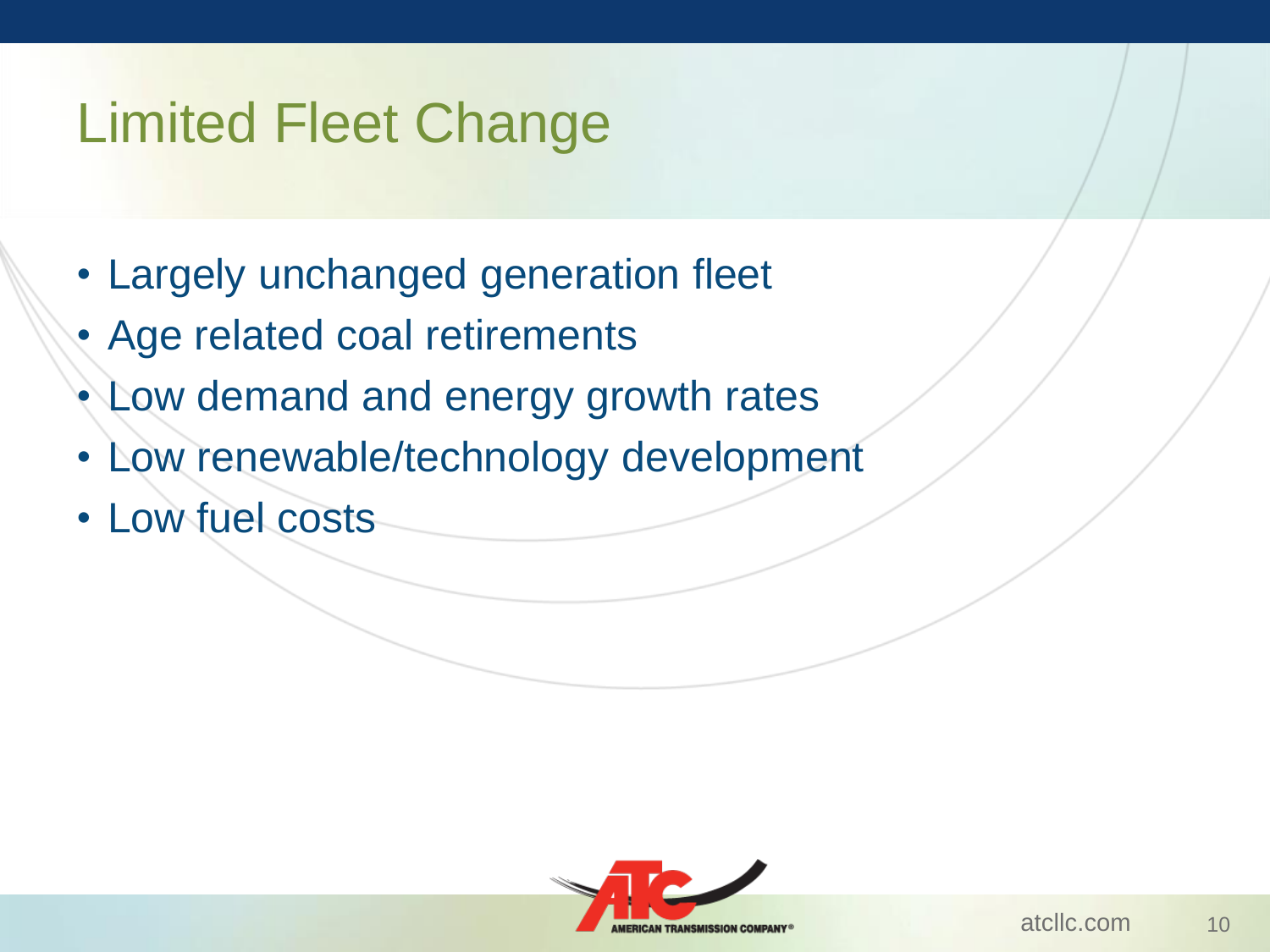# Limited Fleet Change

- Largely unchanged generation fleet
- Age related coal retirements
- Low demand and energy growth rates
- Low renewable/technology development
- Low fuel costs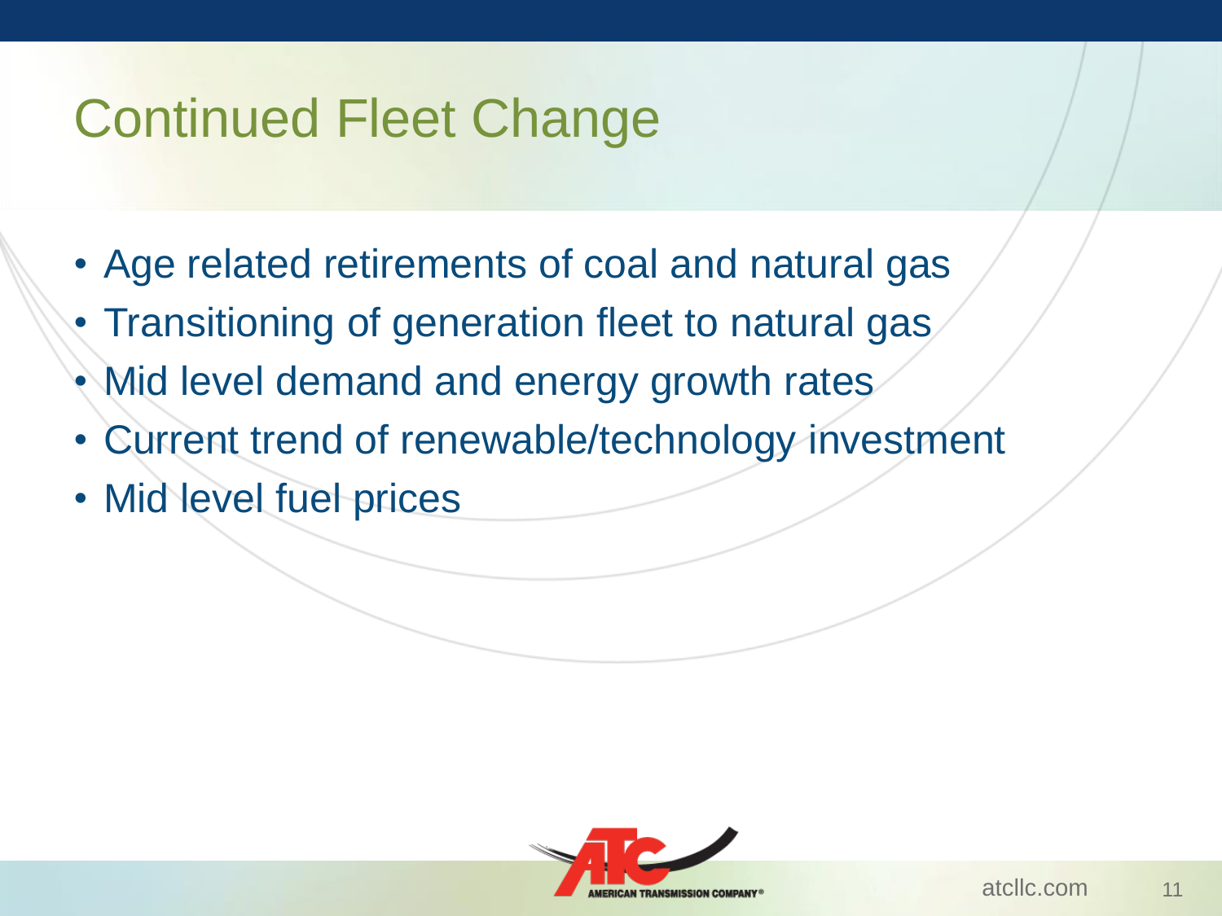# Continued Fleet Change

- Age related retirements of coal and natural gas
- Transitioning of generation fleet to natural gas
- Mid level demand and energy growth rates
- Current trend of renewable/technology investment
- Mid level fuel prices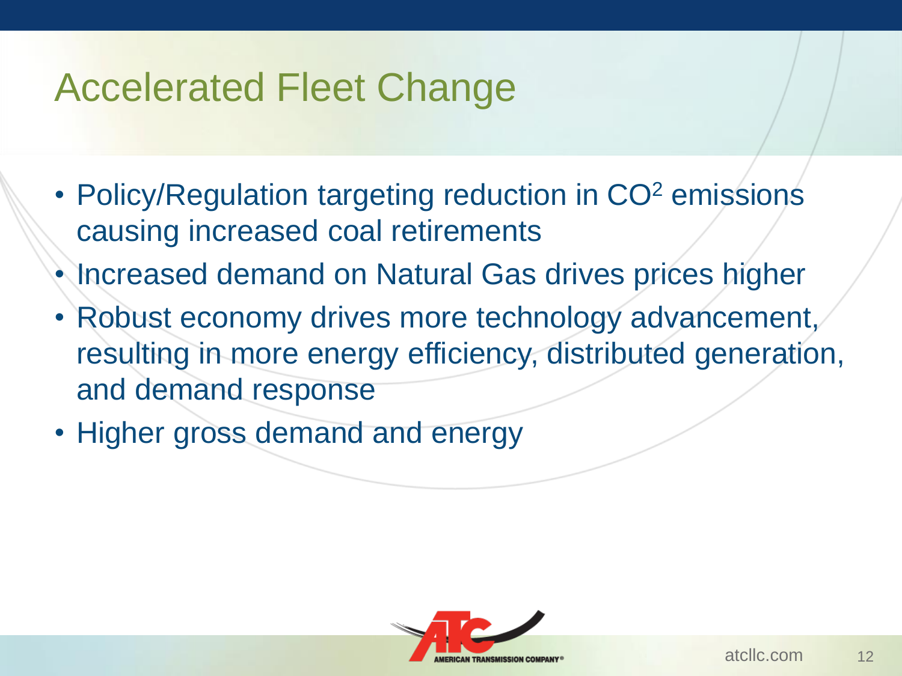# Accelerated Fleet Change

- Policy/Regulation targeting reduction in $CO^2$ emissions causing increased coal retirements
- Increased demand on Natural Gas drives prices higher
- Robust economy drives more technology advancement, resulting in more energy efficiency, distributed generation, and demand response
- Higher gross demand and energy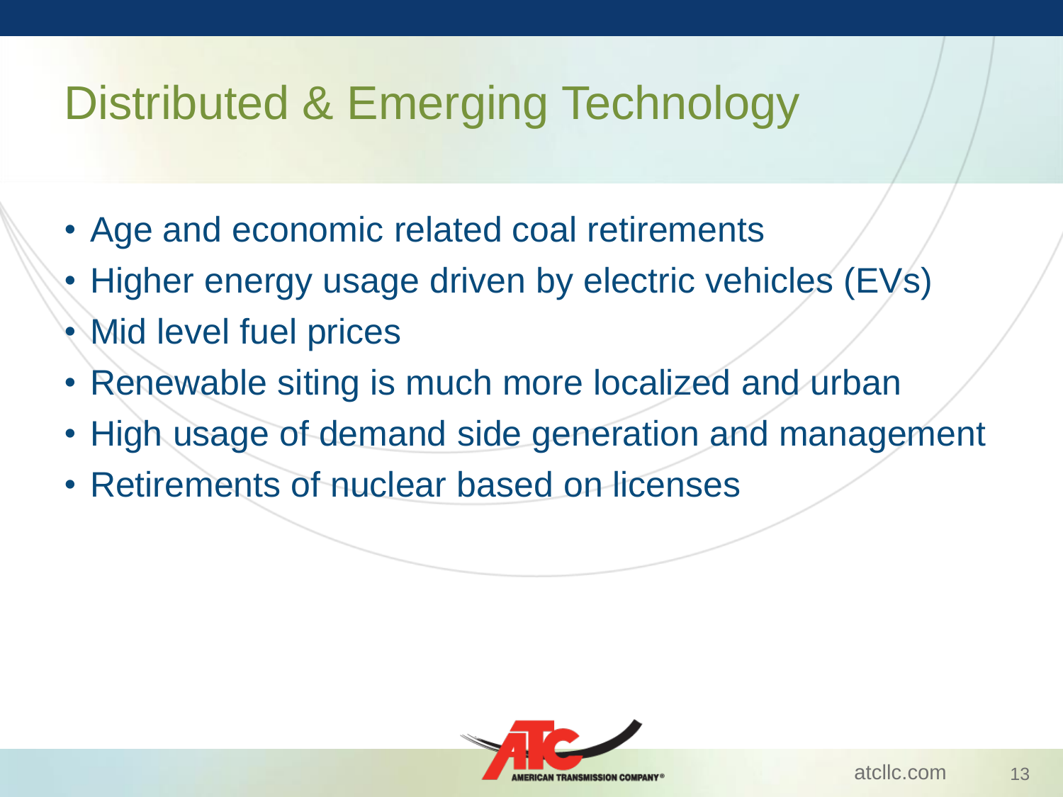# Distributed & Emerging Technology

- Age and economic related coal retirements
- Higher energy usage driven by electric vehicles (EVs)
- Mid level fuel prices
- Renewable siting is much more localized and urban
- High usage of demand side generation and management
- Retirements of nuclear based on licenses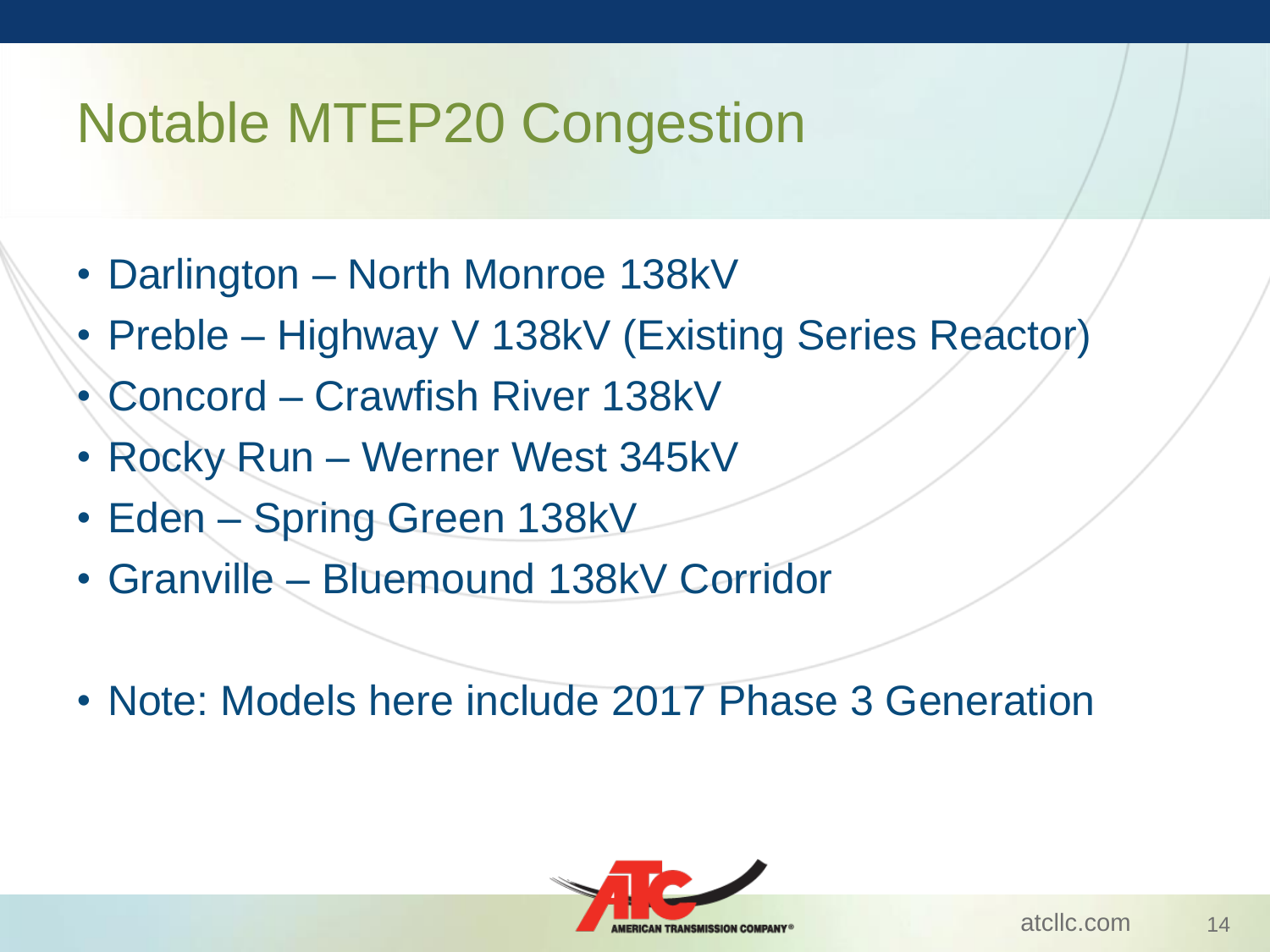# Notable MTEP20 Congestion

- Darlington – North Monroe 138kV
- Preble – Highway V 138kV (Existing Series Reactor)
- Concord – Crawfish River 138kV
- Rocky Run – Werner West 345kV
- Eden – Spring Green 138kV
- Granville – Bluemound 138kV Corridor

- Note: Models here include 2017 Phase 3 Generation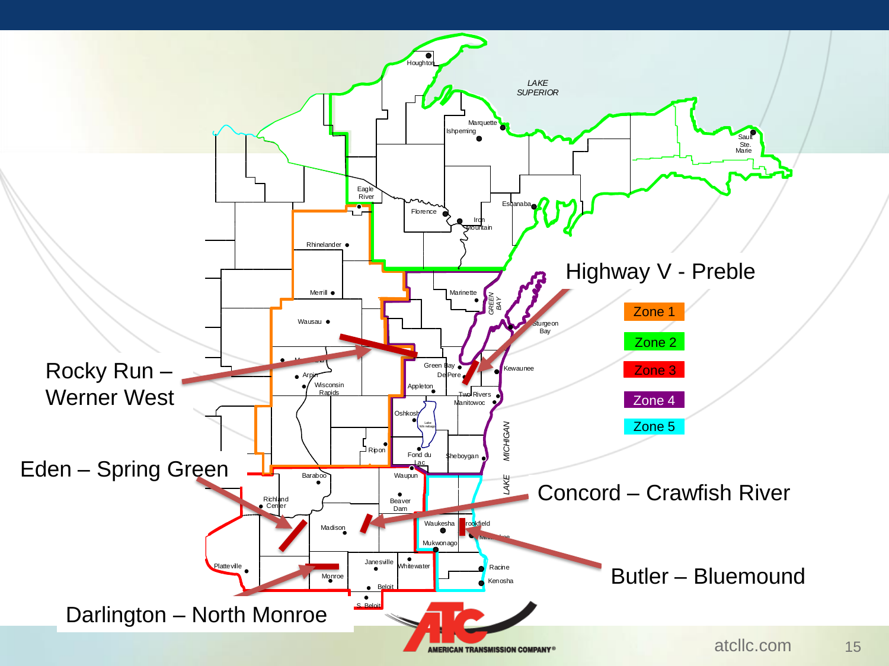Highway V - Preble

Rocky Run – Werner West

Eden – Spring Green

Concord – Crawfish River

Butler – Bluemound

Darlington – North Monroe

- Zone 1
- Zone 2
- Zone 3
- Zone 4
- Zone 5

atcllc.com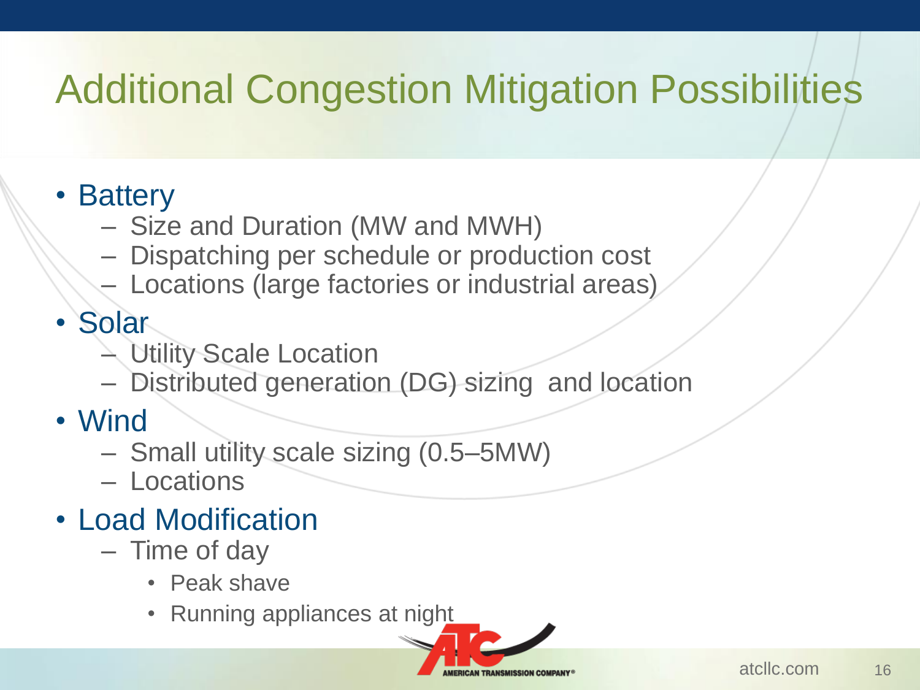# Additional Congestion Mitigation Possibilities

- Battery
  - Size and Duration (MW and MWH)
  - Dispatching per schedule or production cost
  - Locations (large factories or industrial areas)
- Solar
  - Utility Scale Location
  - Distributed generation (DG) sizing and location
- Wind
  - Small utility scale sizing (0.5–5MW)
  - Locations
- Load Modification
  - Time of day
    - Peak shave
    - Running appliances at night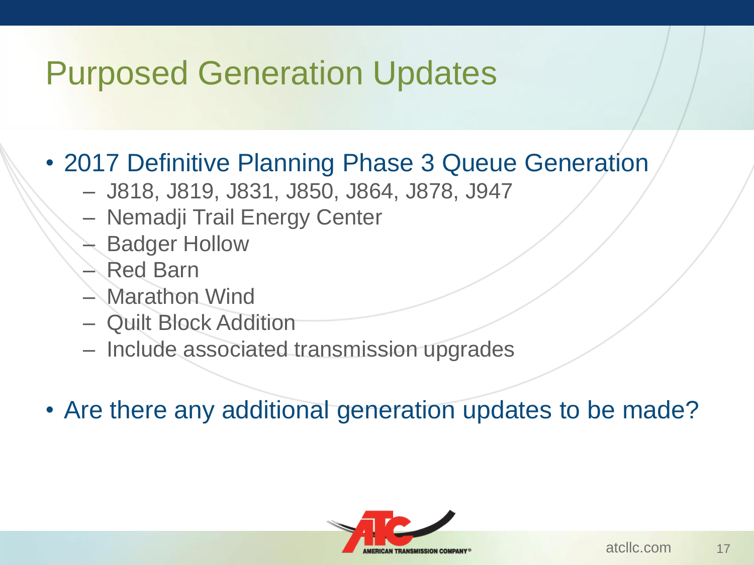# Purposed Generation Updates

- 2017 Definitive Planning Phase 3 Queue Generation
  - J818, J819, J831, J850, J864, J878, J947
  - Nemadji Trail Energy Center
  - Badger Hollow
  - Red Barn
  - Marathon Wind
  - Quilt Block Addition
  - Include associated transmission upgrades
- Are there any additional generation updates to be made?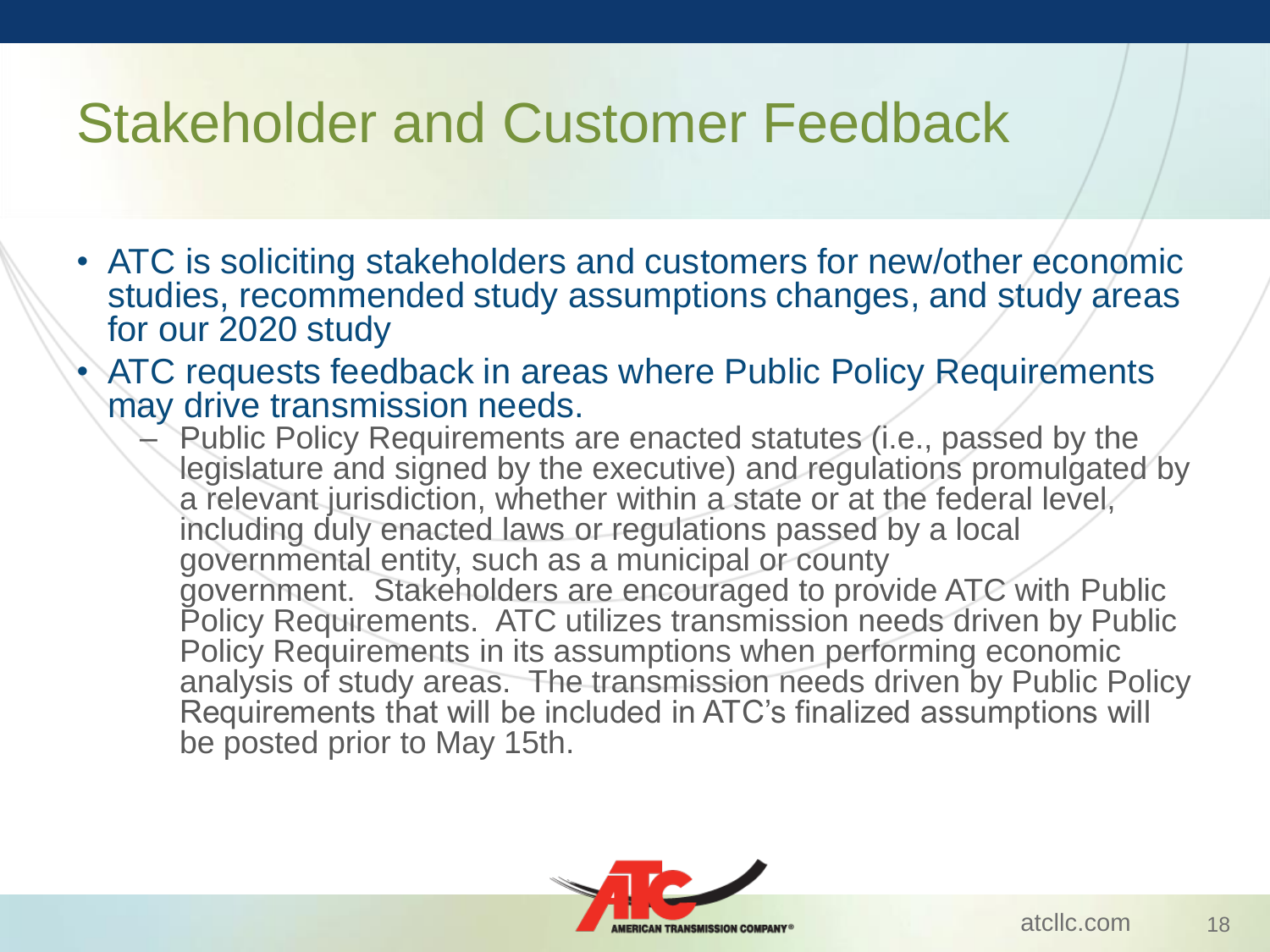# Stakeholder and Customer Feedback

- ATC is soliciting stakeholders and customers for new/other economic studies, recommended study assumptions changes, and study areas for our 2020 study
- ATC requests feedback in areas where Public Policy Requirements may drive transmission needs.
  - Public Policy Requirements are enacted statutes (i.e., passed by the legislature and signed by the executive) and regulations promulgated by a relevant jurisdiction, whether within a state or at the federal level, including duly enacted laws or regulations passed by a local governmental entity, such as a municipal or county government. Stakeholders are encouraged to provide ATC with Public Policy Requirements. ATC utilizes transmission needs driven by Public Policy Requirements in its assumptions when performing economic analysis of study areas. The transmission needs driven by Public Policy Requirements that will be included in ATC's finalized assumptions will be posted prior to May 15th.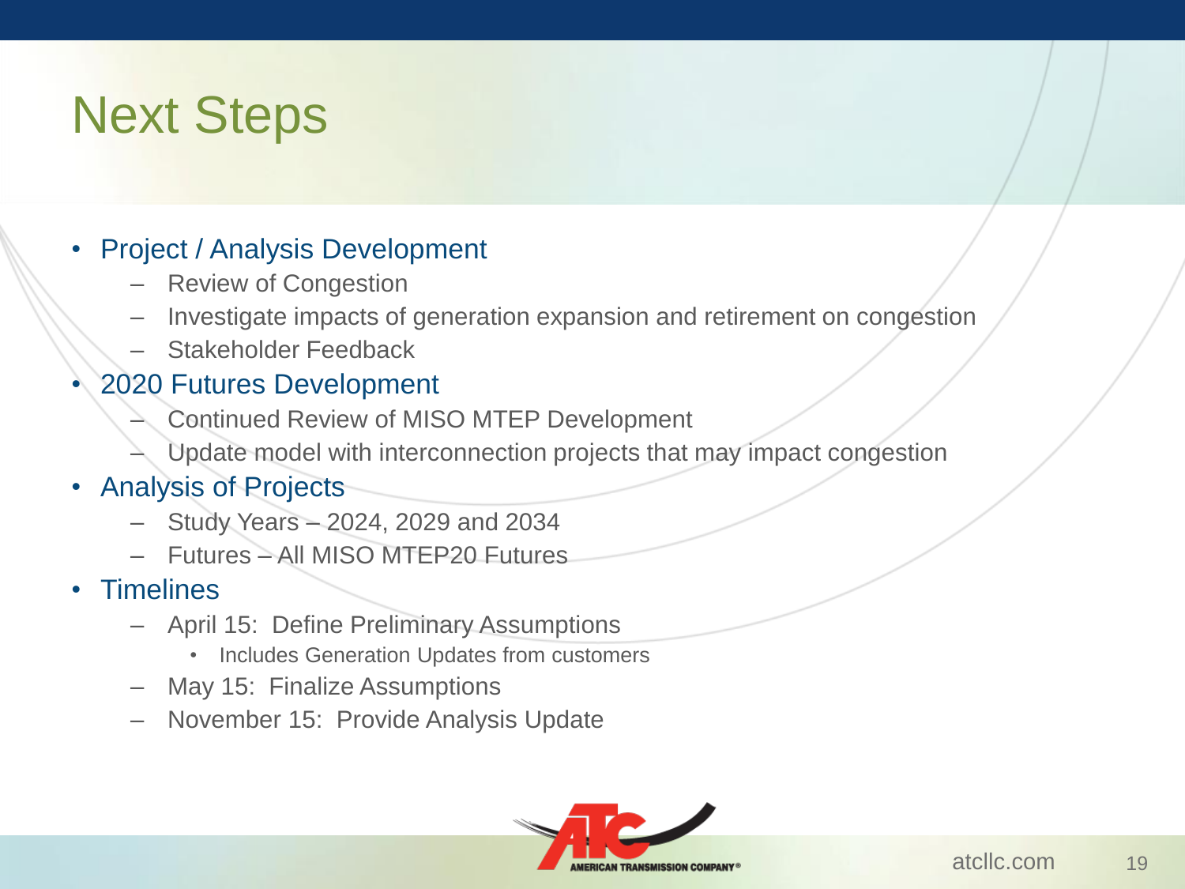# Next Steps

- Project / Analysis Development
  - Review of Congestion
  - Investigate impacts of generation expansion and retirement on congestion
  - Stakeholder Feedback
- 2020 Futures Development
  - Continued Review of MISO MTEP Development
  - Update model with interconnection projects that may impact congestion
- Analysis of Projects
  - Study Years – 2024, 2029 and 2034
  - Futures – All MISO MTEP20 Futures
- Timelines
  - April 15: Define Preliminary Assumptions
    - Includes Generation Updates from customers
  - May 15: Finalize Assumptions
  - November 15: Provide Analysis Update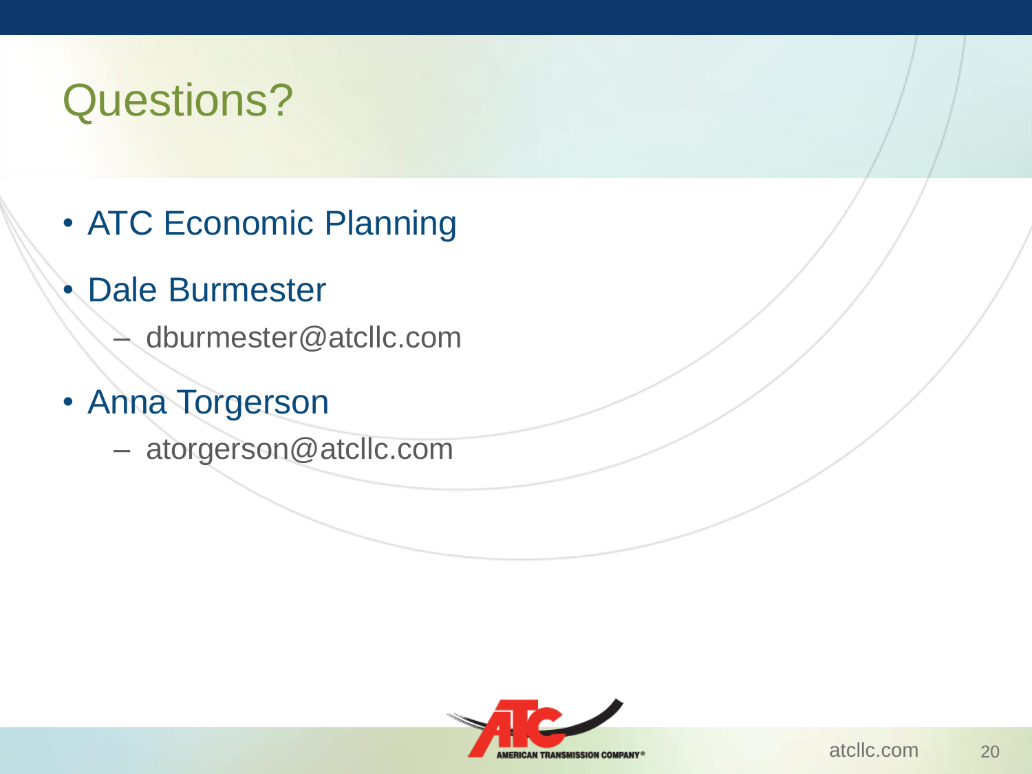# Questions?

- ATC Economic Planning
- Dale Burmester
  - dburmester@atcllc.com
- Anna Torgerson
  - atorgerson@atcllc.com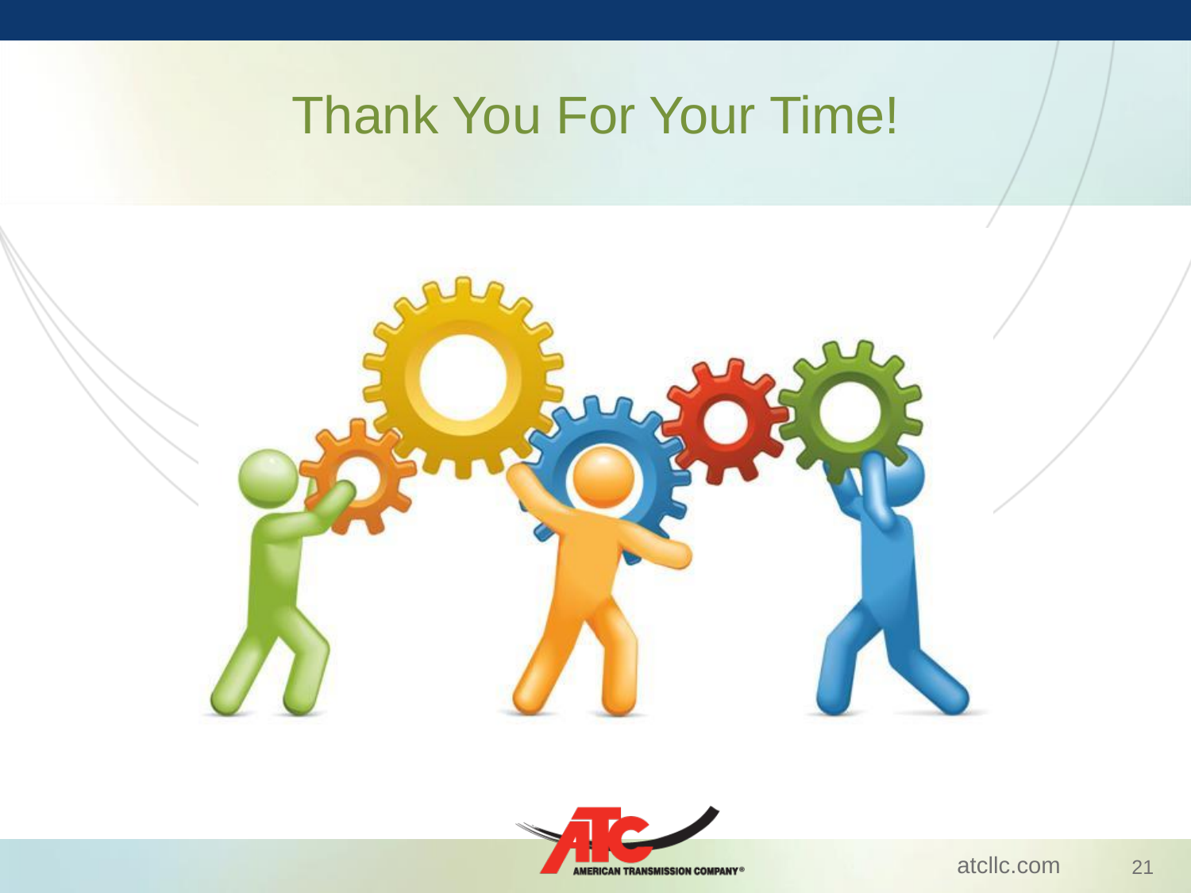# Thank You For Your Time!